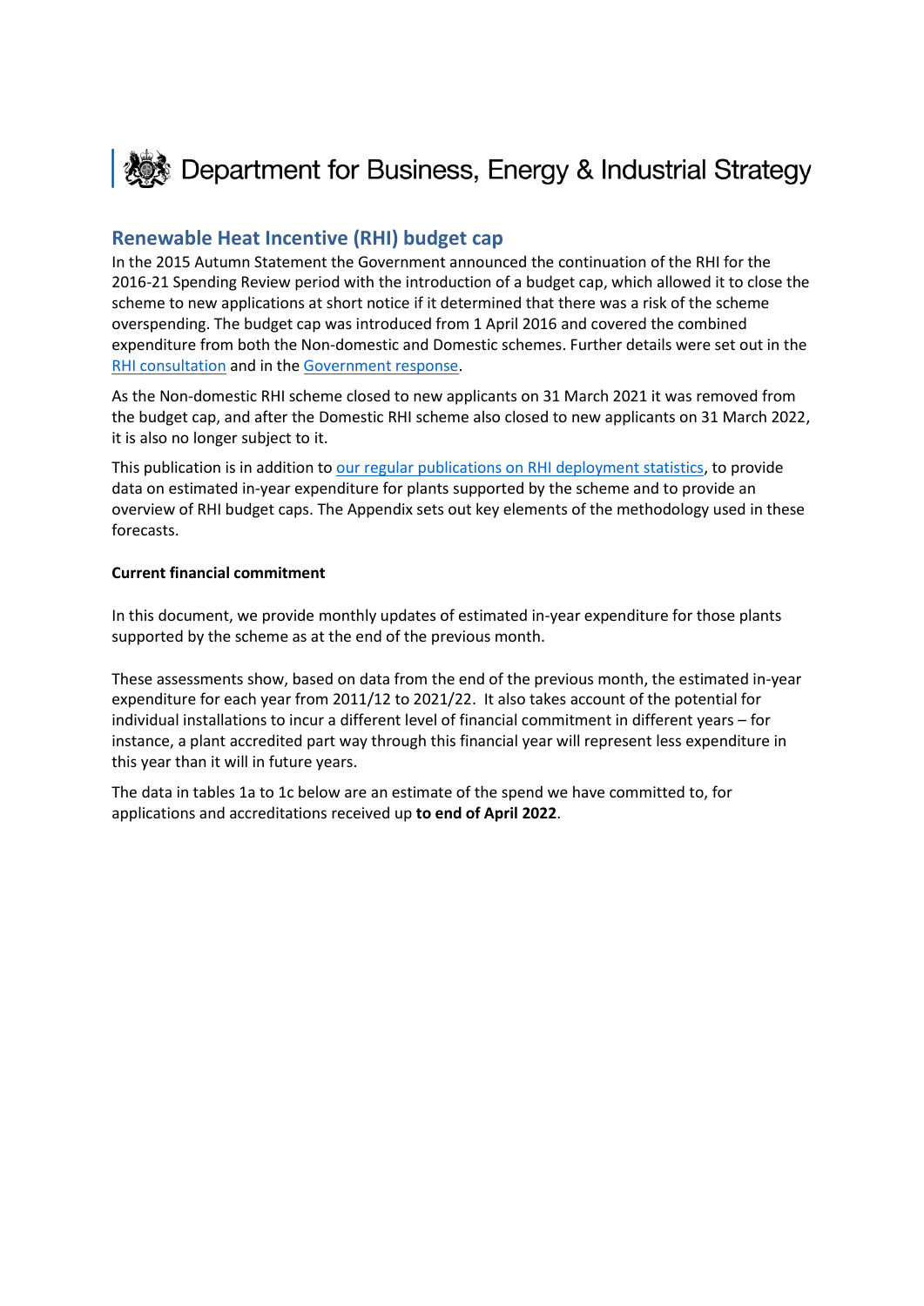Department for Business, Energy & Industrial Strategy

## Renewable Heat Incentive (RHI) budget cap

In the 2015 Autumn Statement the Government announced the continuation of the RHI for the 2016-21 Spending Review period with the introduction of a budget cap, which allowed it to close the scheme to new applications at short notice if it determined that there was a risk of the scheme overspending. The budget cap was introduced from 1 April 2016 and covered the combined expenditure from both the Non-domestic and Domestic schemes. Further details were set out in the RHI consultation and in the Government response.

As the Non-domestic RHI scheme closed to new applicants on 31 March 2021 it was removed from the budget cap, and after the Domestic RHI scheme also closed to new applicants on 31 March 2022, it is also no longer subject to it.

This publication is in addition to our regular publications on RHI deployment statistics, to provide data on estimated in-year expenditure for plants supported by the scheme and to provide an overview of RHI budget caps. The Appendix sets out key elements of the methodology used in these forecasts.

**Current financial commitment**

In this document, we provide monthly updates of estimated in-year expenditure for those plants supported by the scheme as at the end of the previous month.

These assessments show, based on data from the end of the previous month, the estimated in-year expenditure for each year from 2011/12 to 2021/22. It also takes account of the potential for individual installations to incur a different level of financial commitment in different years – for instance, a plant accredited part way through this financial year will represent less expenditure in this year than it will in future years.

The data in tables 1a to 1c below are an estimate of the spend we have committed to, for applications and accreditations received up **to end of April 2022**.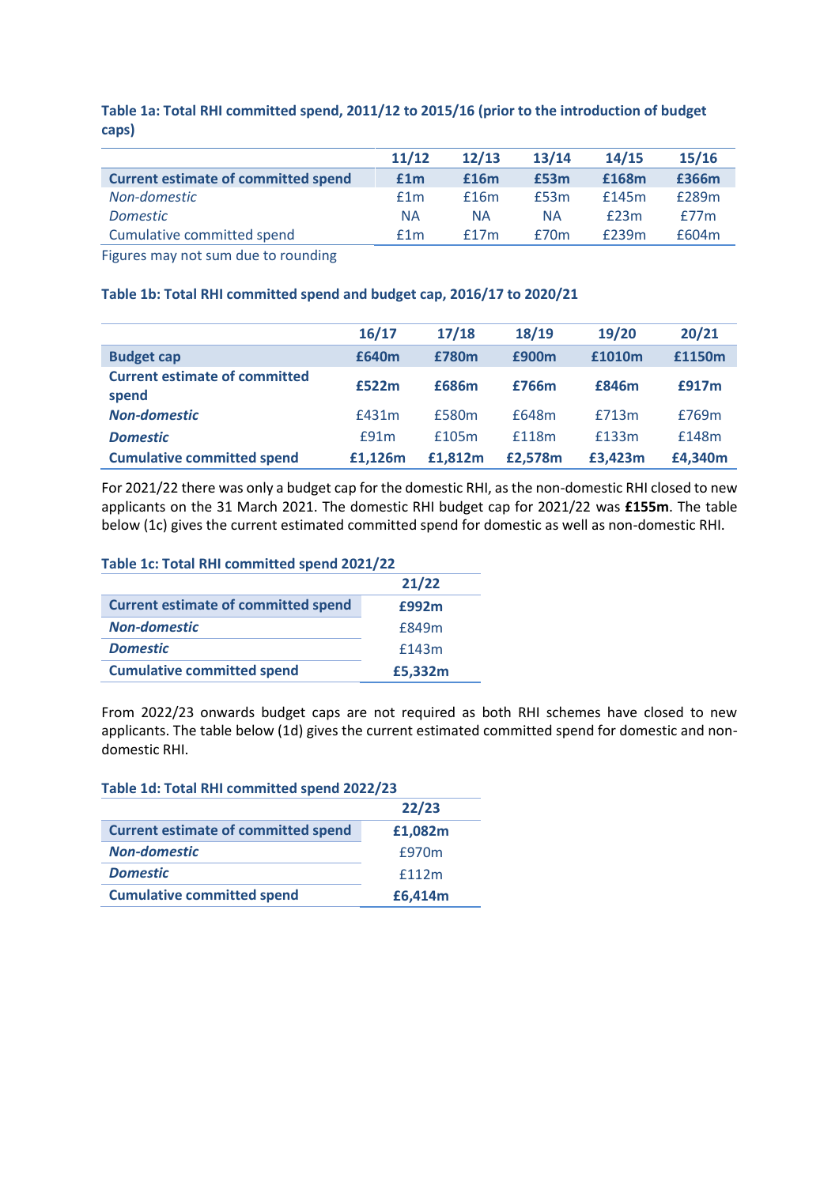**Table 1a: Total RHI committed spend, 2011/12 to 2015/16 (prior to the introduction of budget caps)**

| | 11/12 | 12/13 | 13/14 | 14/15 | 15/16 |
|---|---|---|---|---|---|
| **Current estimate of committed spend** | **£1m** | **£16m** | **£53m** | **£168m** | **£366m** |
| *Non-domestic* | £1m | £16m | £53m | £145m | £289m |
| *Domestic* | NA | NA | NA | £23m | £77m |
| Cumulative committed spend | £1m | £17m | £70m | £239m | £604m |

Figures may not sum due to rounding

**Table 1b: Total RHI committed spend and budget cap, 2016/17 to 2020/21**

| | 16/17 | 17/18 | 18/19 | 19/20 | 20/21 |
|---|---|---|---|---|---|
| **Budget cap** | **£640m** | **£780m** | **£900m** | **£1010m** | **£1150m** |
| **Current estimate of committed spend** | **£522m** | **£686m** | **£766m** | **£846m** | **£917m** |
| ***Non-domestic*** | £431m | £580m | £648m | £713m | £769m |
| ***Domestic*** | £91m | £105m | £118m | £133m | £148m |
| **Cumulative committed spend** | **£1,126m** | **£1,812m** | **£2,578m** | **£3,423m** | **£4,340m** |

For 2021/22 there was only a budget cap for the domestic RHI, as the non-domestic RHI closed to new applicants on the 31 March 2021. The domestic RHI budget cap for 2021/22 was **£155m**. The table below (1c) gives the current estimated committed spend for domestic as well as non-domestic RHI.

**Table 1c: Total RHI committed spend 2021/22**

| | 21/22 |
|---|---|
| **Current estimate of committed spend** | **£992m** |
| ***Non-domestic*** | £849m |
| ***Domestic*** | £143m |
| **Cumulative committed spend** | **£5,332m** |

From 2022/23 onwards budget caps are not required as both RHI schemes have closed to new applicants. The table below (1d) gives the current estimated committed spend for domestic and non-domestic RHI.

**Table 1d: Total RHI committed spend 2022/23**

| | 22/23 |
|---|---|
| **Current estimate of committed spend** | **£1,082m** |
| ***Non-domestic*** | £970m |
| ***Domestic*** | £112m |
| **Cumulative committed spend** | **£6,414m** |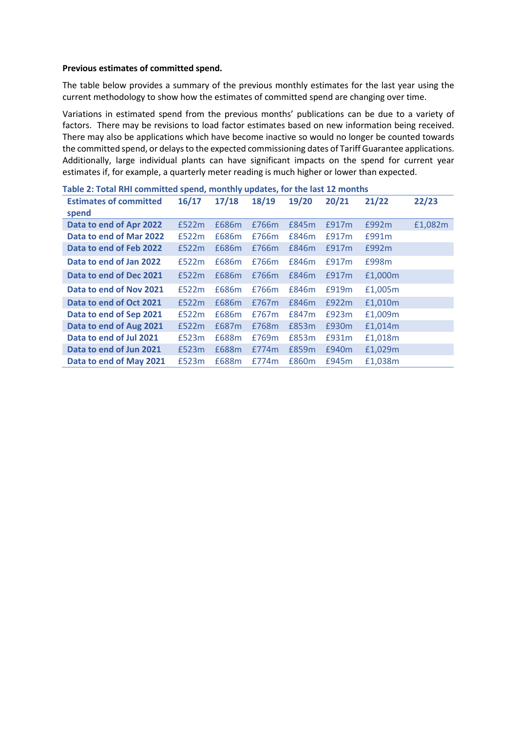**Previous estimates of committed spend.**

The table below provides a summary of the previous monthly estimates for the last year using the current methodology to show how the estimates of committed spend are changing over time.

Variations in estimated spend from the previous months' publications can be due to a variety of factors. There may be revisions to load factor estimates based on new information being received. There may also be applications which have become inactive so would no longer be counted towards the committed spend, or delays to the expected commissioning dates of Tariff Guarantee applications. Additionally, large individual plants can have significant impacts on the spend for current year estimates if, for example, a quarterly meter reading is much higher or lower than expected.

**Table 2: Total RHI committed spend, monthly updates, for the last 12 months**

| Estimates of committed spend | 16/17 | 17/18 | 18/19 | 19/20 | 20/21 | 21/22 | 22/23 |
|---|---|---|---|---|---|---|---|
| Data to end of Apr 2022 | £522m | £686m | £766m | £845m | £917m | £992m | £1,082m |
| Data to end of Mar 2022 | £522m | £686m | £766m | £846m | £917m | £991m | |
| Data to end of Feb 2022 | £522m | £686m | £766m | £846m | £917m | £992m | |
| Data to end of Jan 2022 | £522m | £686m | £766m | £846m | £917m | £998m | |
| Data to end of Dec 2021 | £522m | £686m | £766m | £846m | £917m | £1,000m | |
| Data to end of Nov 2021 | £522m | £686m | £766m | £846m | £919m | £1,005m | |
| Data to end of Oct 2021 | £522m | £686m | £767m | £846m | £922m | £1,010m | |
| Data to end of Sep 2021 | £522m | £686m | £767m | £847m | £923m | £1,009m | |
| Data to end of Aug 2021 | £522m | £687m | £768m | £853m | £930m | £1,014m | |
| Data to end of Jul 2021 | £523m | £688m | £769m | £853m | £931m | £1,018m | |
| Data to end of Jun 2021 | £523m | £688m | £774m | £859m | £940m | £1,029m | |
| Data to end of May 2021 | £523m | £688m | £774m | £860m | £945m | £1,038m | |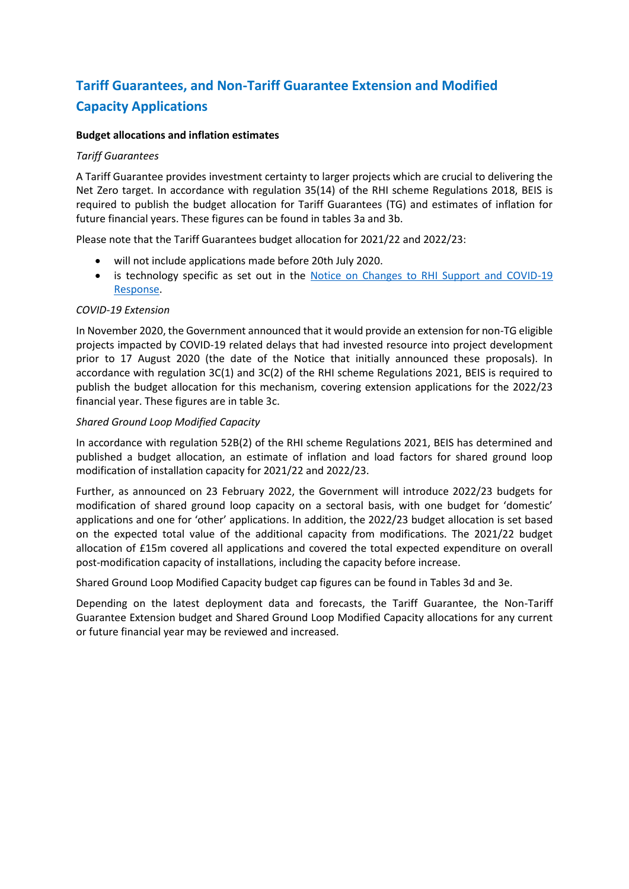## Tariff Guarantees, and Non-Tariff Guarantee Extension and Modified Capacity Applications

**Budget allocations and inflation estimates**

*Tariff Guarantees*

A Tariff Guarantee provides investment certainty to larger projects which are crucial to delivering the Net Zero target. In accordance with regulation 35(14) of the RHI scheme Regulations 2018, BEIS is required to publish the budget allocation for Tariff Guarantees (TG) and estimates of inflation for future financial years. These figures can be found in tables 3a and 3b.

Please note that the Tariff Guarantees budget allocation for 2021/22 and 2022/23:

- will not include applications made before 20th July 2020.
- is technology specific as set out in the [Notice on Changes to RHI Support and COVID-19 Response](Notice on Changes to RHI Support and COVID-19 Response).

*COVID-19 Extension*

In November 2020, the Government announced that it would provide an extension for non-TG eligible projects impacted by COVID-19 related delays that had invested resource into project development prior to 17 August 2020 (the date of the Notice that initially announced these proposals). In accordance with regulation 3C(1) and 3C(2) of the RHI scheme Regulations 2021, BEIS is required to publish the budget allocation for this mechanism, covering extension applications for the 2022/23 financial year. These figures are in table 3c.

*Shared Ground Loop Modified Capacity*

In accordance with regulation 52B(2) of the RHI scheme Regulations 2021, BEIS has determined and published a budget allocation, an estimate of inflation and load factors for shared ground loop modification of installation capacity for 2021/22 and 2022/23.

Further, as announced on 23 February 2022, the Government will introduce 2022/23 budgets for modification of shared ground loop capacity on a sectoral basis, with one budget for 'domestic' applications and one for 'other' applications. In addition, the 2022/23 budget allocation is set based on the expected total value of the additional capacity from modifications. The 2021/22 budget allocation of £15m covered all applications and covered the total expected expenditure on overall post-modification capacity of installations, including the capacity before increase.

Shared Ground Loop Modified Capacity budget cap figures can be found in Tables 3d and 3e.

Depending on the latest deployment data and forecasts, the Tariff Guarantee, the Non-Tariff Guarantee Extension budget and Shared Ground Loop Modified Capacity allocations for any current or future financial year may be reviewed and increased.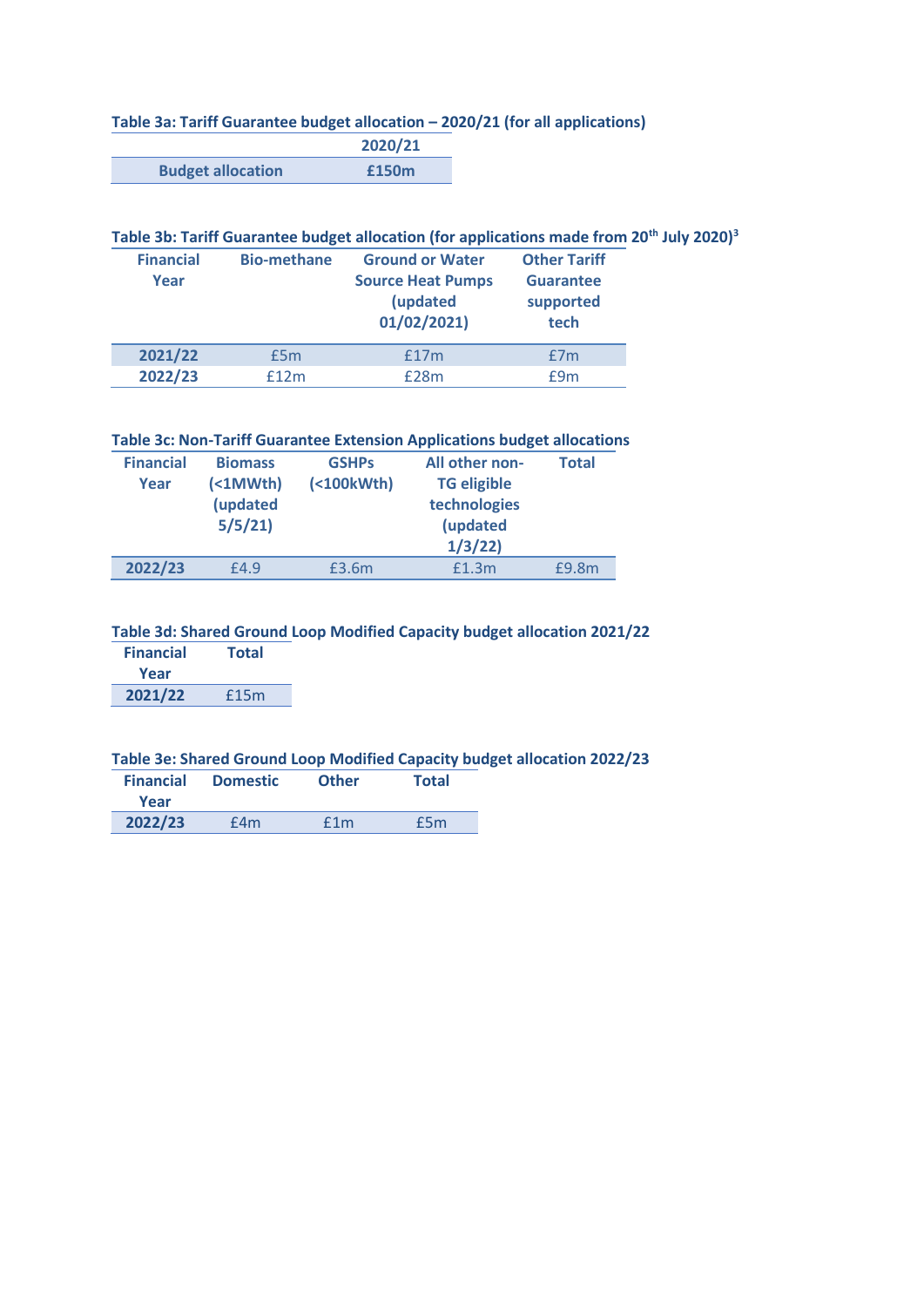**Table 3a: Tariff Guarantee budget allocation – 2020/21 (for all applications)**

| | 2020/21 |
|---|---|
| Budget allocation | £150m |

**Table 3b: Tariff Guarantee budget allocation (for applications made from 20th July 2020)[3]**

| Financial Year | Bio-methane | Ground or Water Source Heat Pumps (updated 01/02/2021) | Other Tariff Guarantee supported tech |
|---|---|---|---|
| 2021/22 | £5m | £17m | £7m |
| 2022/23 | £12m | £28m | £9m |

**Table 3c: Non-Tariff Guarantee Extension Applications budget allocations**

| Financial Year | Biomass (<1MWth) (updated 5/5/21) | GSHPs (<100kWth) | All other non-TG eligible technologies (updated 1/3/22) | Total |
|---|---|---|---|---|
| 2022/23 | £4.9 | £3.6m | £1.3m | £9.8m |

**Table 3d: Shared Ground Loop Modified Capacity budget allocation 2021/22**

| Financial Year | Total |
|---|---|
| 2021/22 | £15m |

**Table 3e: Shared Ground Loop Modified Capacity budget allocation 2022/23**

| Financial Year | Domestic | Other | Total |
|---|---|---|---|
| 2022/23 | £4m | £1m | £5m |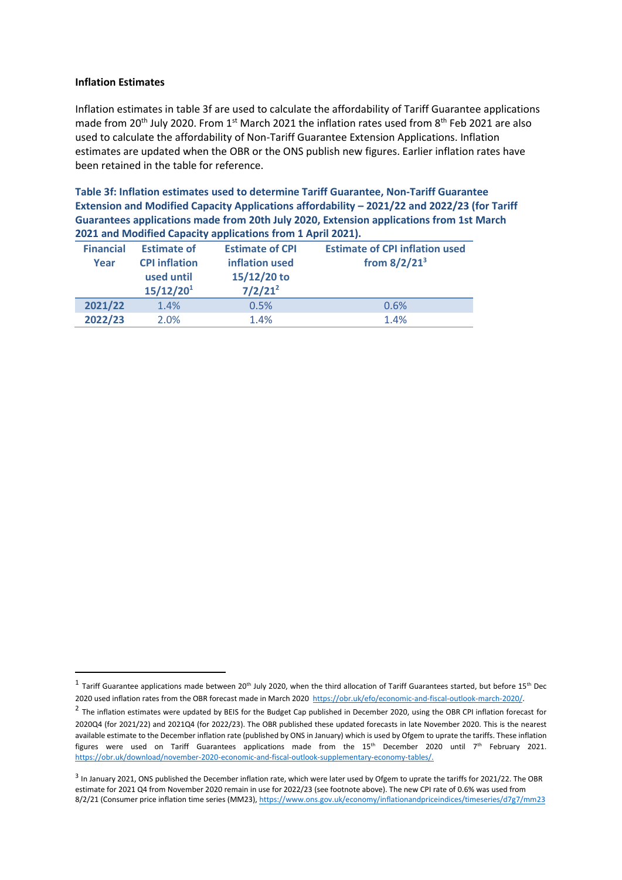**Inflation Estimates**

Inflation estimates in table 3f are used to calculate the affordability of Tariff Guarantee applications made from 20th July 2020. From 1st March 2021 the inflation rates used from 8th Feb 2021 are also used to calculate the affordability of Non-Tariff Guarantee Extension Applications. Inflation estimates are updated when the OBR or the ONS publish new figures. Earlier inflation rates have been retained in the table for reference.

**Table 3f: Inflation estimates used to determine Tariff Guarantee, Non-Tariff Guarantee Extension and Modified Capacity Applications affordability – 2021/22 and 2022/23 (for Tariff Guarantees applications made from 20th July 2020, Extension applications from 1st March 2021 and Modified Capacity applications from 1 April 2021).**

| Financial Year | Estimate of CPI inflation used until 15/12/20[1] | Estimate of CPI inflation used 15/12/20 to 7/2/21[2] | Estimate of CPI inflation used from 8/2/21[3] |
|---|---|---|---|
| 2021/22 | 1.4% | 0.5% | 0.6% |
| 2022/23 | 2.0% | 1.4% | 1.4% |

[1] Tariff Guarantee applications made between 20th July 2020, when the third allocation of Tariff Guarantees started, but before 15th Dec 2020 used inflation rates from the OBR forecast made in March 2020 https://obr.uk/efo/economic-and-fiscal-outlook-march-2020/.

[2] The inflation estimates were updated by BEIS for the Budget Cap published in December 2020, using the OBR CPI inflation forecast for 2020Q4 (for 2021/22) and 2021Q4 (for 2022/23). The OBR published these updated forecasts in late November 2020. This is the nearest available estimate to the December inflation rate (published by ONS in January) which is used by Ofgem to uprate the tariffs. These inflation figures were used on Tariff Guarantees applications made from the 15th December 2020 until 7th February 2021. https://obr.uk/download/november-2020-economic-and-fiscal-outlook-supplementary-economy-tables/.

[3] In January 2021, ONS published the December inflation rate, which were later used by Ofgem to uprate the tariffs for 2021/22. The OBR estimate for 2021 Q4 from November 2020 remain in use for 2022/23 (see footnote above). The new CPI rate of 0.6% was used from 8/2/21 (Consumer price inflation time series (MM23), https://www.ons.gov.uk/economy/inflationandpriceindices/timeseries/d7g7/mm23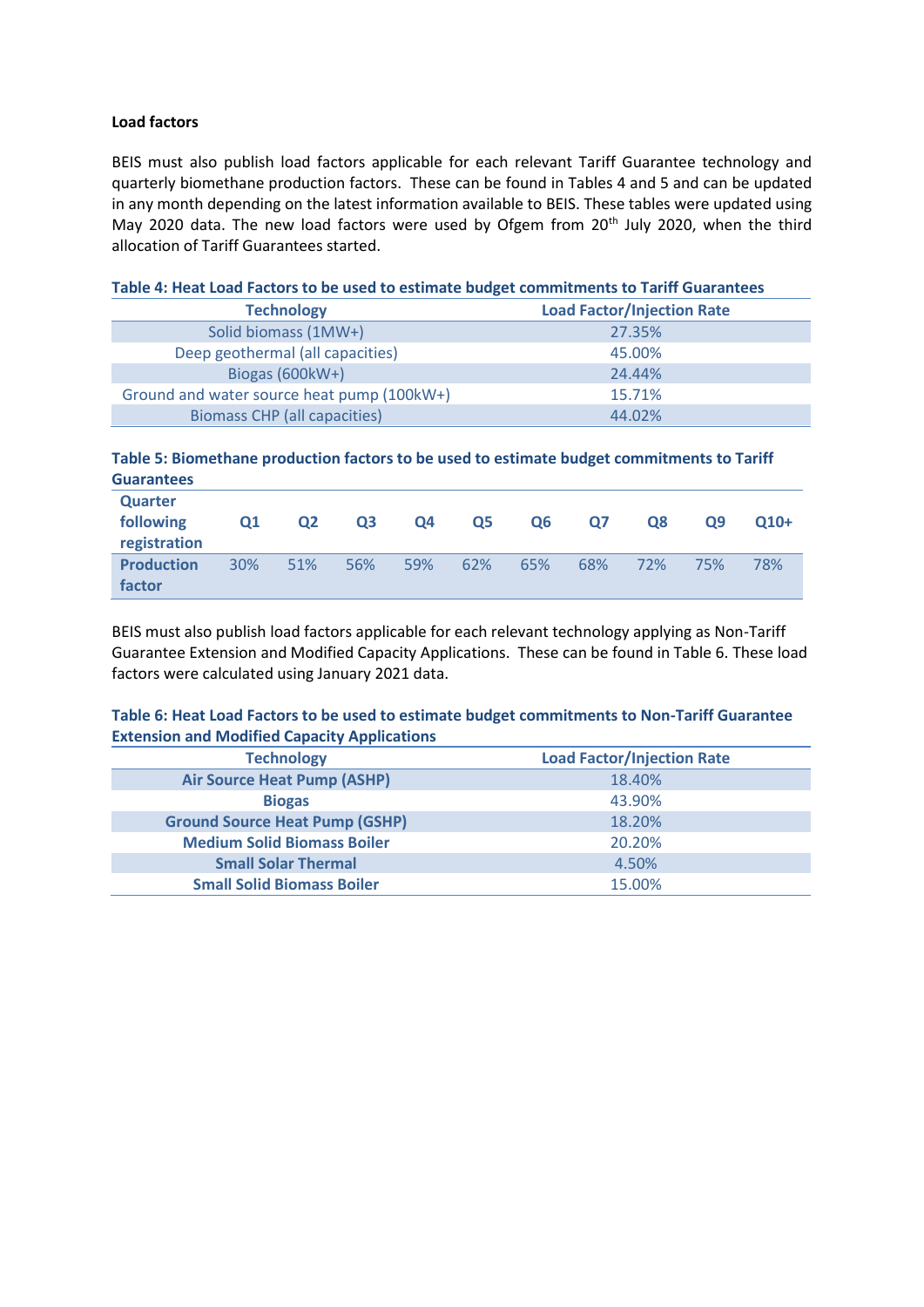**Load factors**

BEIS must also publish load factors applicable for each relevant Tariff Guarantee technology and quarterly biomethane production factors. These can be found in Tables 4 and 5 and can be updated in any month depending on the latest information available to BEIS. These tables were updated using May 2020 data. The new load factors were used by Ofgem from 20th July 2020, when the third allocation of Tariff Guarantees started.

**Table 4: Heat Load Factors to be used to estimate budget commitments to Tariff Guarantees**

| Technology | Load Factor/Injection Rate |
|---|---|
| Solid biomass (1MW+) | 27.35% |
| Deep geothermal (all capacities) | 45.00% |
| Biogas (600kW+) | 24.44% |
| Ground and water source heat pump (100kW+) | 15.71% |
| Biomass CHP (all capacities) | 44.02% |

**Table 5: Biomethane production factors to be used to estimate budget commitments to Tariff Guarantees**

| Quarter following registration | Q1 | Q2 | Q3 | Q4 | Q5 | Q6 | Q7 | Q8 | Q9 | Q10+ |
|---|---|---|---|---|---|---|---|---|---|---|
| Production factor | 30% | 51% | 56% | 59% | 62% | 65% | 68% | 72% | 75% | 78% |

BEIS must also publish load factors applicable for each relevant technology applying as Non-Tariff Guarantee Extension and Modified Capacity Applications. These can be found in Table 6. These load factors were calculated using January 2021 data.

**Table 6: Heat Load Factors to be used to estimate budget commitments to Non-Tariff Guarantee Extension and Modified Capacity Applications**

| Technology | Load Factor/Injection Rate |
|---|---|
| **Air Source Heat Pump (ASHP)** | 18.40% |
| **Biogas** | 43.90% |
| **Ground Source Heat Pump (GSHP)** | 18.20% |
| **Medium Solid Biomass Boiler** | 20.20% |
| **Small Solar Thermal** | 4.50% |
| **Small Solid Biomass Boiler** | 15.00% |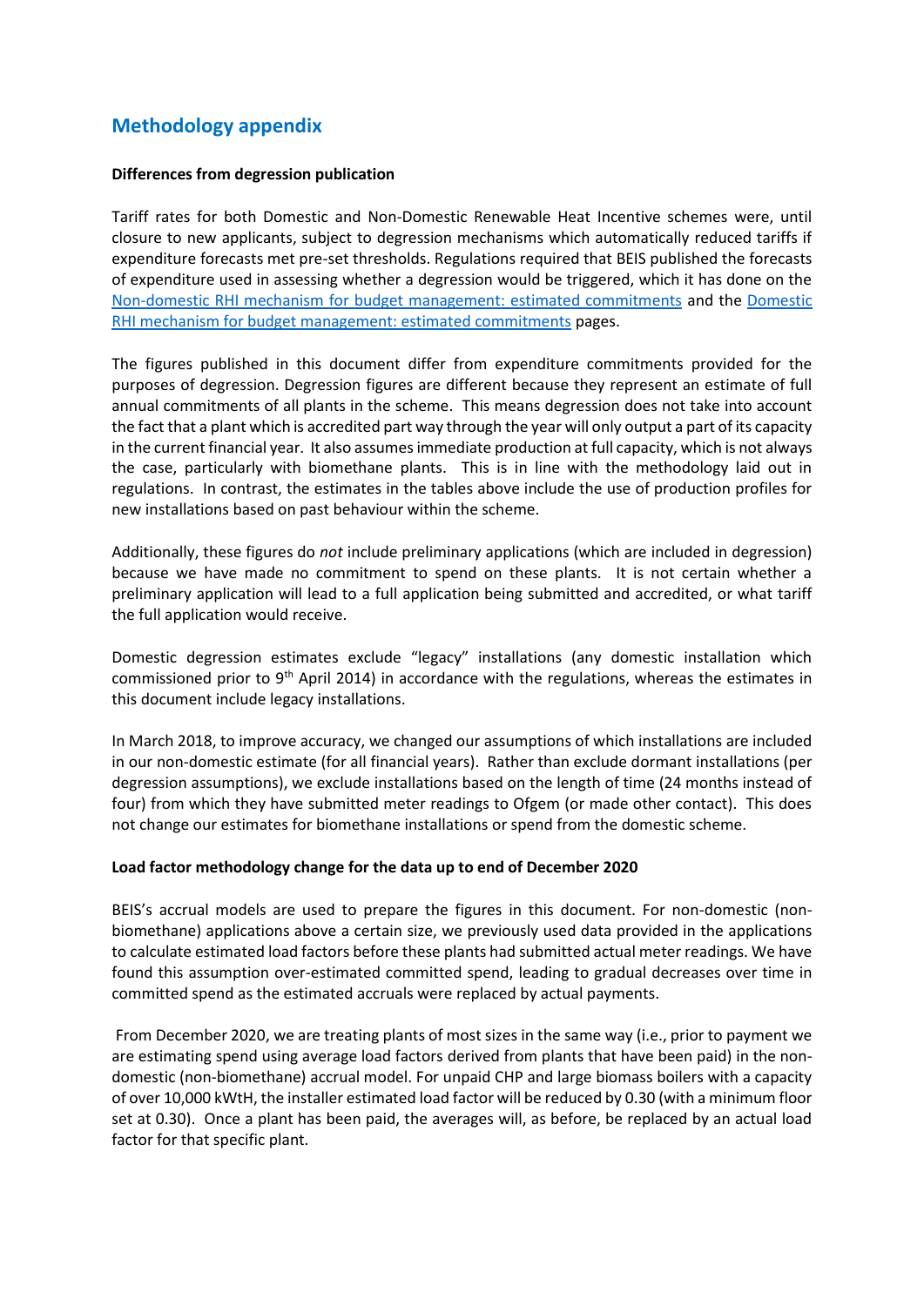## Methodology appendix

**Differences from degression publication**

Tariff rates for both Domestic and Non-Domestic Renewable Heat Incentive schemes were, until closure to new applicants, subject to degression mechanisms which automatically reduced tariffs if expenditure forecasts met pre-set thresholds. Regulations required that BEIS published the forecasts of expenditure used in assessing whether a degression would be triggered, which it has done on the [Non-domestic RHI mechanism for budget management: estimated commitments] and the [Domestic RHI mechanism for budget management: estimated commitments] pages.

The figures published in this document differ from expenditure commitments provided for the purposes of degression. Degression figures are different because they represent an estimate of full annual commitments of all plants in the scheme. This means degression does not take into account the fact that a plant which is accredited part way through the year will only output a part of its capacity in the current financial year. It also assumes immediate production at full capacity, which is not always the case, particularly with biomethane plants. This is in line with the methodology laid out in regulations. In contrast, the estimates in the tables above include the use of production profiles for new installations based on past behaviour within the scheme.

Additionally, these figures do *not* include preliminary applications (which are included in degression) because we have made no commitment to spend on these plants. It is not certain whether a preliminary application will lead to a full application being submitted and accredited, or what tariff the full application would receive.

Domestic degression estimates exclude "legacy" installations (any domestic installation which commissioned prior to 9th April 2014) in accordance with the regulations, whereas the estimates in this document include legacy installations.

In March 2018, to improve accuracy, we changed our assumptions of which installations are included in our non-domestic estimate (for all financial years). Rather than exclude dormant installations (per degression assumptions), we exclude installations based on the length of time (24 months instead of four) from which they have submitted meter readings to Ofgem (or made other contact). This does not change our estimates for biomethane installations or spend from the domestic scheme.

**Load factor methodology change for the data up to end of December 2020**

BEIS's accrual models are used to prepare the figures in this document. For non-domestic (non-biomethane) applications above a certain size, we previously used data provided in the applications to calculate estimated load factors before these plants had submitted actual meter readings. We have found this assumption over-estimated committed spend, leading to gradual decreases over time in committed spend as the estimated accruals were replaced by actual payments.

From December 2020, we are treating plants of most sizes in the same way (i.e., prior to payment we are estimating spend using average load factors derived from plants that have been paid) in the non-domestic (non-biomethane) accrual model. For unpaid CHP and large biomass boilers with a capacity of over 10,000 kWtH, the installer estimated load factor will be reduced by 0.30 (with a minimum floor set at 0.30). Once a plant has been paid, the averages will, as before, be replaced by an actual load factor for that specific plant.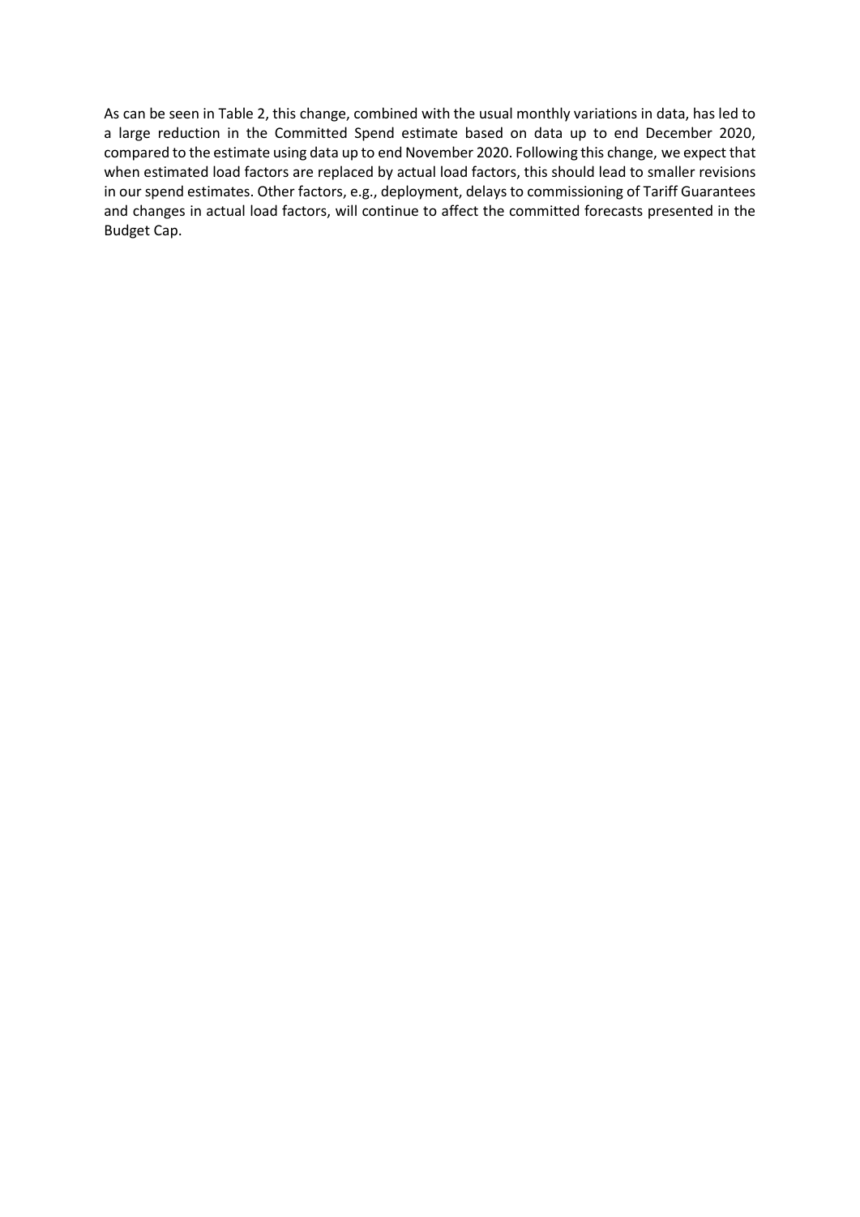As can be seen in Table 2, this change, combined with the usual monthly variations in data, has led to a large reduction in the Committed Spend estimate based on data up to end December 2020, compared to the estimate using data up to end November 2020. Following this change, we expect that when estimated load factors are replaced by actual load factors, this should lead to smaller revisions in our spend estimates. Other factors, e.g., deployment, delays to commissioning of Tariff Guarantees and changes in actual load factors, will continue to affect the committed forecasts presented in the Budget Cap.